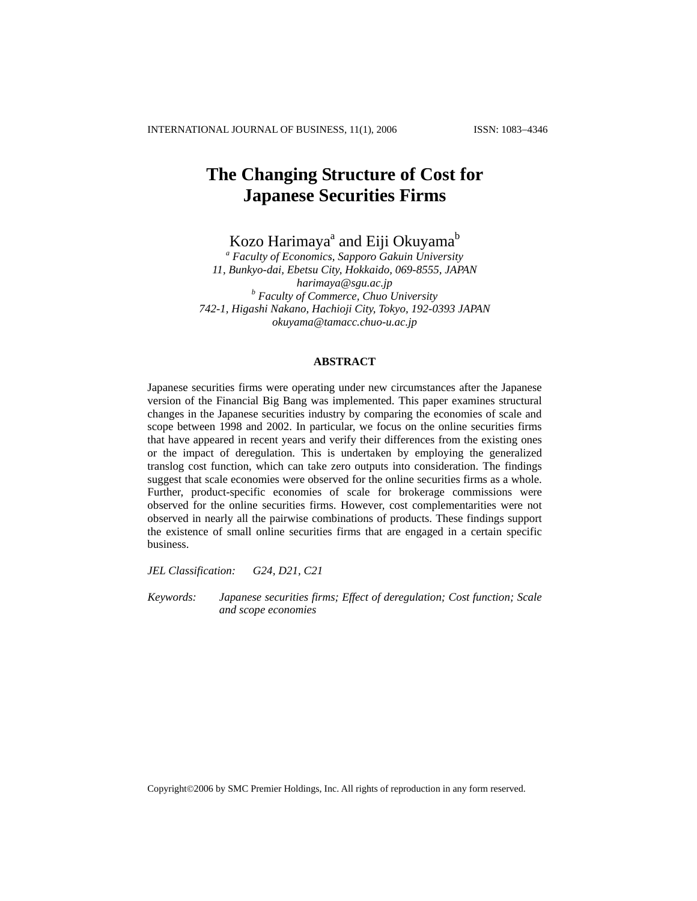# The Changing Structure of Cost for Japanese Securities Firms

Kozo Harimaya[a] and Eiji Okuyama[b]

[a] *Faculty of Economics, Sapporo Gakuin University*
*11, Bunkyo-dai, Ebetsu City, Hokkaido, 069-8555, JAPAN*
*harimaya@sgu.ac.jp*

[b] *Faculty of Commerce, Chuo University*
*742-1, Higashi Nakano, Hachioji City, Tokyo, 192-0393 JAPAN*
*okuyama@tamacc.chuo-u.ac.jp*

## ABSTRACT

Japanese securities firms were operating under new circumstances after the Japanese version of the Financial Big Bang was implemented. This paper examines structural changes in the Japanese securities industry by comparing the economies of scale and scope between 1998 and 2002. In particular, we focus on the online securities firms that have appeared in recent years and verify their differences from the existing ones or the impact of deregulation. This is undertaken by employing the generalized translog cost function, which can take zero outputs into consideration. The findings suggest that scale economies were observed for the online securities firms as a whole. Further, product-specific economies of scale for brokerage commissions were observed for the online securities firms. However, cost complementarities were not observed in nearly all the pairwise combinations of products. These findings support the existence of small online securities firms that are engaged in a certain specific business.

*JEL Classification:* *G24, D21, C21*

*Keywords:* *Japanese securities firms; Effect of deregulation; Cost function; Scale and scope economies*

Copyright©2006 by SMC Premier Holdings, Inc. All rights of reproduction in any form reserved.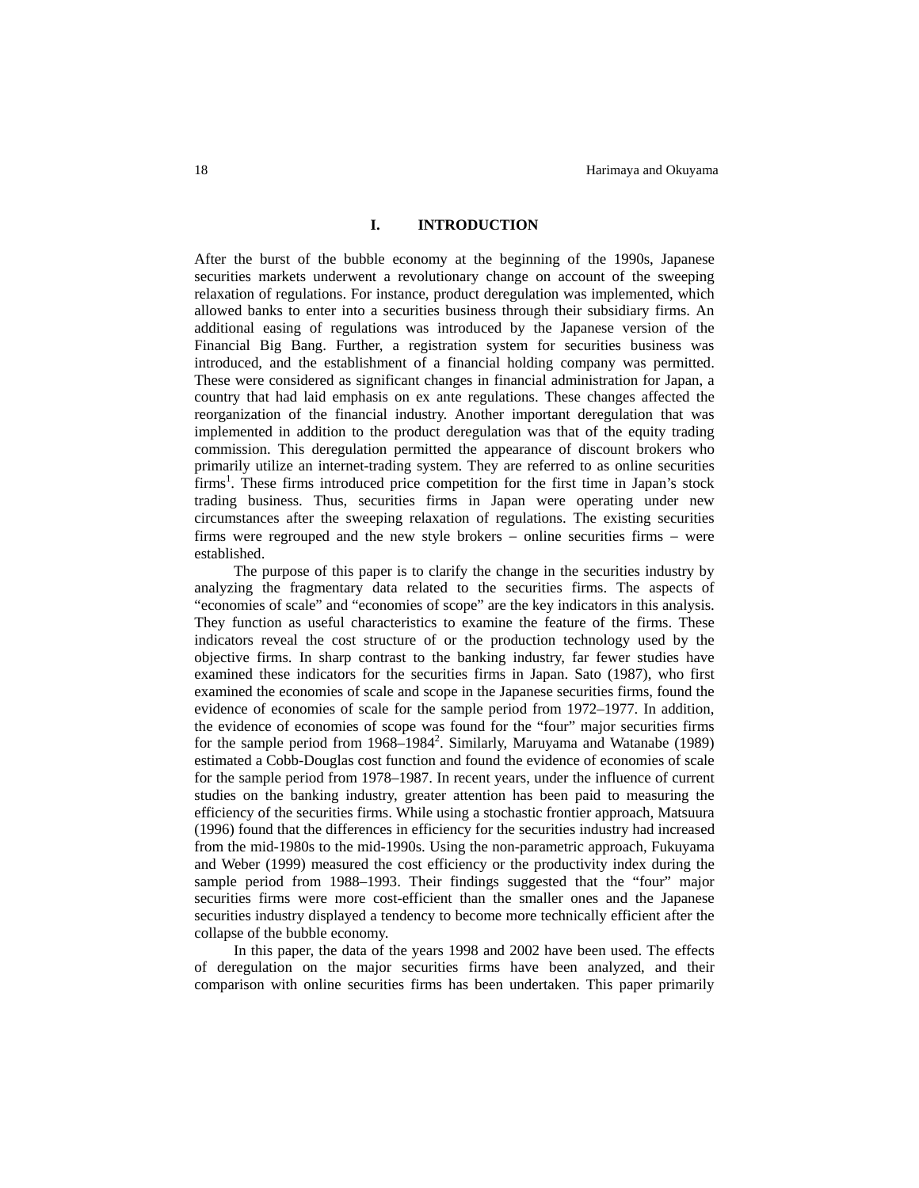## I. INTRODUCTION

After the burst of the bubble economy at the beginning of the 1990s, Japanese securities markets underwent a revolutionary change on account of the sweeping relaxation of regulations. For instance, product deregulation was implemented, which allowed banks to enter into a securities business through their subsidiary firms. An additional easing of regulations was introduced by the Japanese version of the Financial Big Bang. Further, a registration system for securities business was introduced, and the establishment of a financial holding company was permitted. These were considered as significant changes in financial administration for Japan, a country that had laid emphasis on ex ante regulations. These changes affected the reorganization of the financial industry. Another important deregulation that was implemented in addition to the product deregulation was that of the equity trading commission. This deregulation permitted the appearance of discount brokers who primarily utilize an internet-trading system. They are referred to as online securities firms[1]. These firms introduced price competition for the first time in Japan's stock trading business. Thus, securities firms in Japan were operating under new circumstances after the sweeping relaxation of regulations. The existing securities firms were regrouped and the new style brokers – online securities firms – were established.

The purpose of this paper is to clarify the change in the securities industry by analyzing the fragmentary data related to the securities firms. The aspects of "economies of scale" and "economies of scope" are the key indicators in this analysis. They function as useful characteristics to examine the feature of the firms. These indicators reveal the cost structure of or the production technology used by the objective firms. In sharp contrast to the banking industry, far fewer studies have examined these indicators for the securities firms in Japan. Sato (1987), who first examined the economies of scale and scope in the Japanese securities firms, found the evidence of economies of scale for the sample period from 1972–1977. In addition, the evidence of economies of scope was found for the "four" major securities firms for the sample period from 1968–1984[2]. Similarly, Maruyama and Watanabe (1989) estimated a Cobb-Douglas cost function and found the evidence of economies of scale for the sample period from 1978–1987. In recent years, under the influence of current studies on the banking industry, greater attention has been paid to measuring the efficiency of the securities firms. While using a stochastic frontier approach, Matsuura (1996) found that the differences in efficiency for the securities industry had increased from the mid-1980s to the mid-1990s. Using the non-parametric approach, Fukuyama and Weber (1999) measured the cost efficiency or the productivity index during the sample period from 1988–1993. Their findings suggested that the "four" major securities firms were more cost-efficient than the smaller ones and the Japanese securities industry displayed a tendency to become more technically efficient after the collapse of the bubble economy.

In this paper, the data of the years 1998 and 2002 have been used. The effects of deregulation on the major securities firms have been analyzed, and their comparison with online securities firms has been undertaken. This paper primarily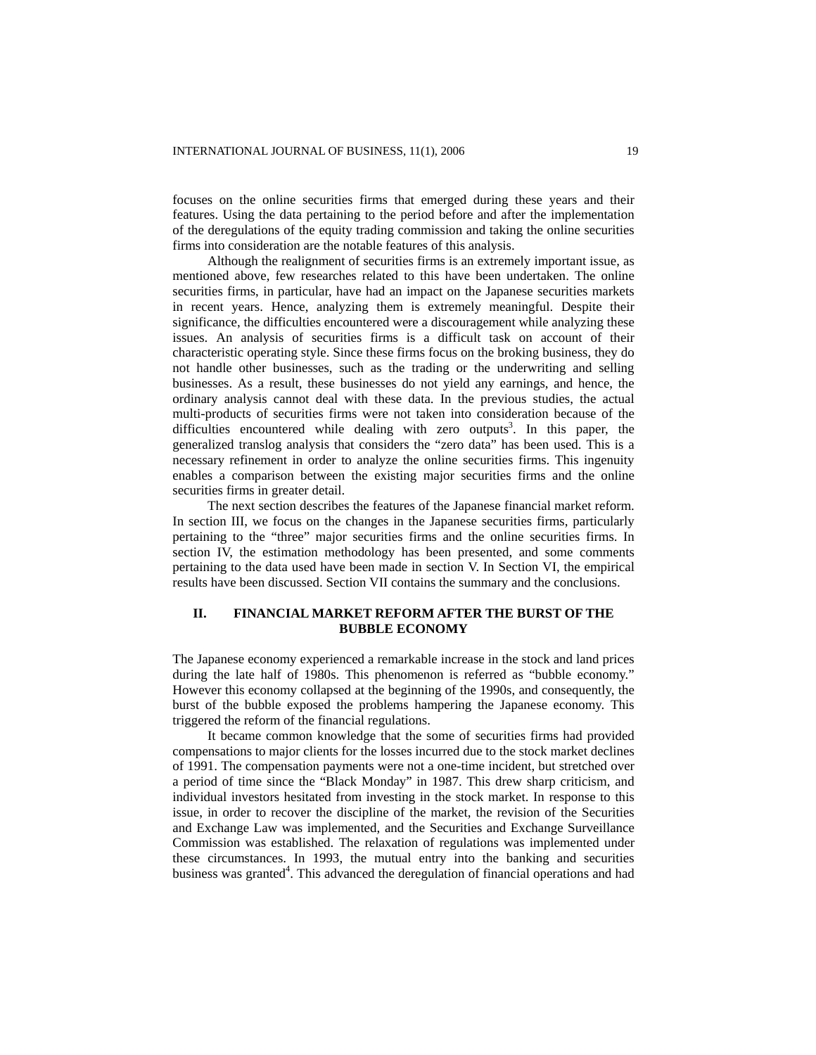focuses on the online securities firms that emerged during these years and their features. Using the data pertaining to the period before and after the implementation of the deregulations of the equity trading commission and taking the online securities firms into consideration are the notable features of this analysis.

Although the realignment of securities firms is an extremely important issue, as mentioned above, few researches related to this have been undertaken. The online securities firms, in particular, have had an impact on the Japanese securities markets in recent years. Hence, analyzing them is extremely meaningful. Despite their significance, the difficulties encountered were a discouragement while analyzing these issues. An analysis of securities firms is a difficult task on account of their characteristic operating style. Since these firms focus on the broking business, they do not handle other businesses, such as the trading or the underwriting and selling businesses. As a result, these businesses do not yield any earnings, and hence, the ordinary analysis cannot deal with these data. In the previous studies, the actual multi-products of securities firms were not taken into consideration because of the difficulties encountered while dealing with zero outputs[3]. In this paper, the generalized translog analysis that considers the "zero data" has been used. This is a necessary refinement in order to analyze the online securities firms. This ingenuity enables a comparison between the existing major securities firms and the online securities firms in greater detail.

The next section describes the features of the Japanese financial market reform. In section III, we focus on the changes in the Japanese securities firms, particularly pertaining to the "three" major securities firms and the online securities firms. In section IV, the estimation methodology has been presented, and some comments pertaining to the data used have been made in section V. In Section VI, the empirical results have been discussed. Section VII contains the summary and the conclusions.

## II. FINANCIAL MARKET REFORM AFTER THE BURST OF THE BUBBLE ECONOMY

The Japanese economy experienced a remarkable increase in the stock and land prices during the late half of 1980s. This phenomenon is referred as "bubble economy." However this economy collapsed at the beginning of the 1990s, and consequently, the burst of the bubble exposed the problems hampering the Japanese economy. This triggered the reform of the financial regulations.

It became common knowledge that the some of securities firms had provided compensations to major clients for the losses incurred due to the stock market declines of 1991. The compensation payments were not a one-time incident, but stretched over a period of time since the "Black Monday" in 1987. This drew sharp criticism, and individual investors hesitated from investing in the stock market. In response to this issue, in order to recover the discipline of the market, the revision of the Securities and Exchange Law was implemented, and the Securities and Exchange Surveillance Commission was established. The relaxation of regulations was implemented under these circumstances. In 1993, the mutual entry into the banking and securities business was granted[4]. This advanced the deregulation of financial operations and had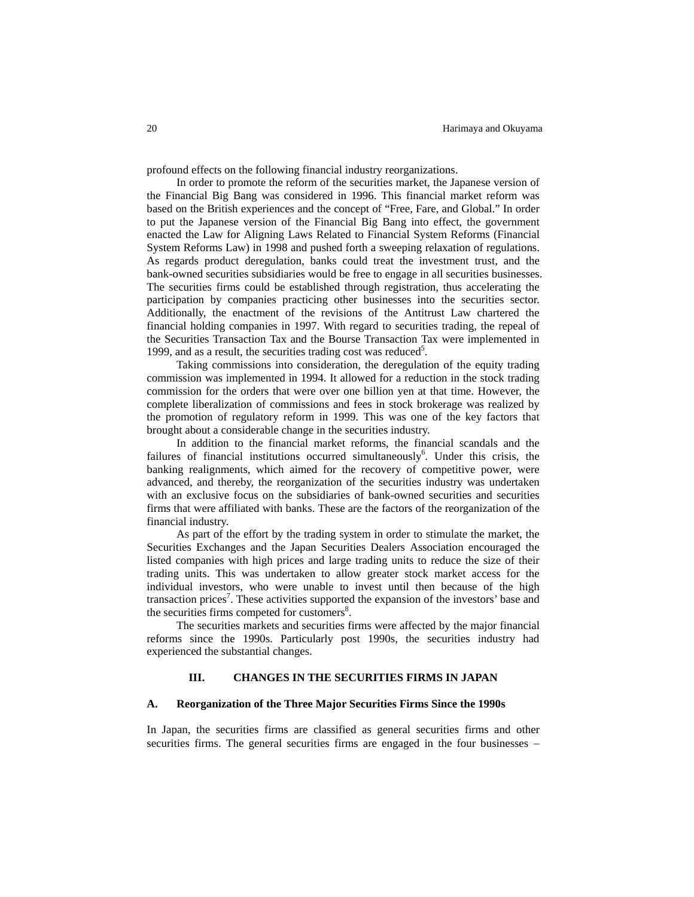profound effects on the following financial industry reorganizations.

In order to promote the reform of the securities market, the Japanese version of the Financial Big Bang was considered in 1996. This financial market reform was based on the British experiences and the concept of "Free, Fare, and Global." In order to put the Japanese version of the Financial Big Bang into effect, the government enacted the Law for Aligning Laws Related to Financial System Reforms (Financial System Reforms Law) in 1998 and pushed forth a sweeping relaxation of regulations. As regards product deregulation, banks could treat the investment trust, and the bank-owned securities subsidiaries would be free to engage in all securities businesses. The securities firms could be established through registration, thus accelerating the participation by companies practicing other businesses into the securities sector. Additionally, the enactment of the revisions of the Antitrust Law chartered the financial holding companies in 1997. With regard to securities trading, the repeal of the Securities Transaction Tax and the Bourse Transaction Tax were implemented in 1999, and as a result, the securities trading cost was reduced[5].

Taking commissions into consideration, the deregulation of the equity trading commission was implemented in 1994. It allowed for a reduction in the stock trading commission for the orders that were over one billion yen at that time. However, the complete liberalization of commissions and fees in stock brokerage was realized by the promotion of regulatory reform in 1999. This was one of the key factors that brought about a considerable change in the securities industry.

In addition to the financial market reforms, the financial scandals and the failures of financial institutions occurred simultaneously[6]. Under this crisis, the banking realignments, which aimed for the recovery of competitive power, were advanced, and thereby, the reorganization of the securities industry was undertaken with an exclusive focus on the subsidiaries of bank-owned securities and securities firms that were affiliated with banks. These are the factors of the reorganization of the financial industry.

As part of the effort by the trading system in order to stimulate the market, the Securities Exchanges and the Japan Securities Dealers Association encouraged the listed companies with high prices and large trading units to reduce the size of their trading units. This was undertaken to allow greater stock market access for the individual investors, who were unable to invest until then because of the high transaction prices[7]. These activities supported the expansion of the investors' base and the securities firms competed for customers[8].

The securities markets and securities firms were affected by the major financial reforms since the 1990s. Particularly post 1990s, the securities industry had experienced the substantial changes.

## III. CHANGES IN THE SECURITIES FIRMS IN JAPAN

### A. Reorganization of the Three Major Securities Firms Since the 1990s

In Japan, the securities firms are classified as general securities firms and other securities firms. The general securities firms are engaged in the four businesses –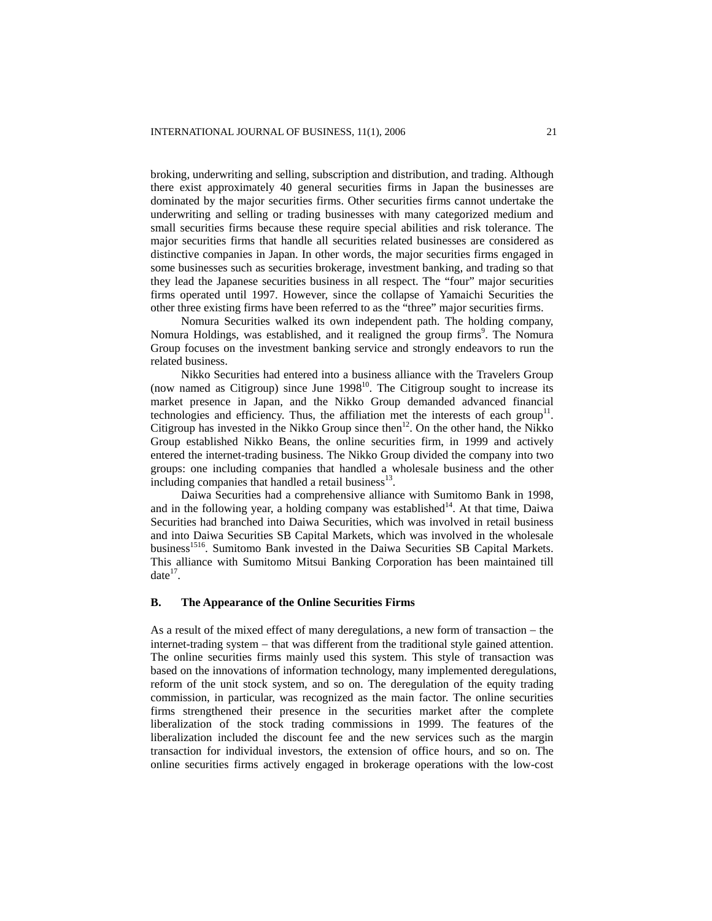broking, underwriting and selling, subscription and distribution, and trading. Although there exist approximately 40 general securities firms in Japan the businesses are dominated by the major securities firms. Other securities firms cannot undertake the underwriting and selling or trading businesses with many categorized medium and small securities firms because these require special abilities and risk tolerance. The major securities firms that handle all securities related businesses are considered as distinctive companies in Japan. In other words, the major securities firms engaged in some businesses such as securities brokerage, investment banking, and trading so that they lead the Japanese securities business in all respect. The "four" major securities firms operated until 1997. However, since the collapse of Yamaichi Securities the other three existing firms have been referred to as the "three" major securities firms.

Nomura Securities walked its own independent path. The holding company, Nomura Holdings, was established, and it realigned the group firms[9]. The Nomura Group focuses on the investment banking service and strongly endeavors to run the related business.

Nikko Securities had entered into a business alliance with the Travelers Group (now named as Citigroup) since June 1998[10]. The Citigroup sought to increase its market presence in Japan, and the Nikko Group demanded advanced financial technologies and efficiency. Thus, the affiliation met the interests of each group[11]. Citigroup has invested in the Nikko Group since then[12]. On the other hand, the Nikko Group established Nikko Beans, the online securities firm, in 1999 and actively entered the internet-trading business. The Nikko Group divided the company into two groups: one including companies that handled a wholesale business and the other including companies that handled a retail business[13].

Daiwa Securities had a comprehensive alliance with Sumitomo Bank in 1998, and in the following year, a holding company was established[14]. At that time, Daiwa Securities had branched into Daiwa Securities, which was involved in retail business and into Daiwa Securities SB Capital Markets, which was involved in the wholesale business[15][16]. Sumitomo Bank invested in the Daiwa Securities SB Capital Markets. This alliance with Sumitomo Mitsui Banking Corporation has been maintained till date[17].

### B. The Appearance of the Online Securities Firms

As a result of the mixed effect of many deregulations, a new form of transaction – the internet-trading system – that was different from the traditional style gained attention. The online securities firms mainly used this system. This style of transaction was based on the innovations of information technology, many implemented deregulations, reform of the unit stock system, and so on. The deregulation of the equity trading commission, in particular, was recognized as the main factor. The online securities firms strengthened their presence in the securities market after the complete liberalization of the stock trading commissions in 1999. The features of the liberalization included the discount fee and the new services such as the margin transaction for individual investors, the extension of office hours, and so on. The online securities firms actively engaged in brokerage operations with the low-cost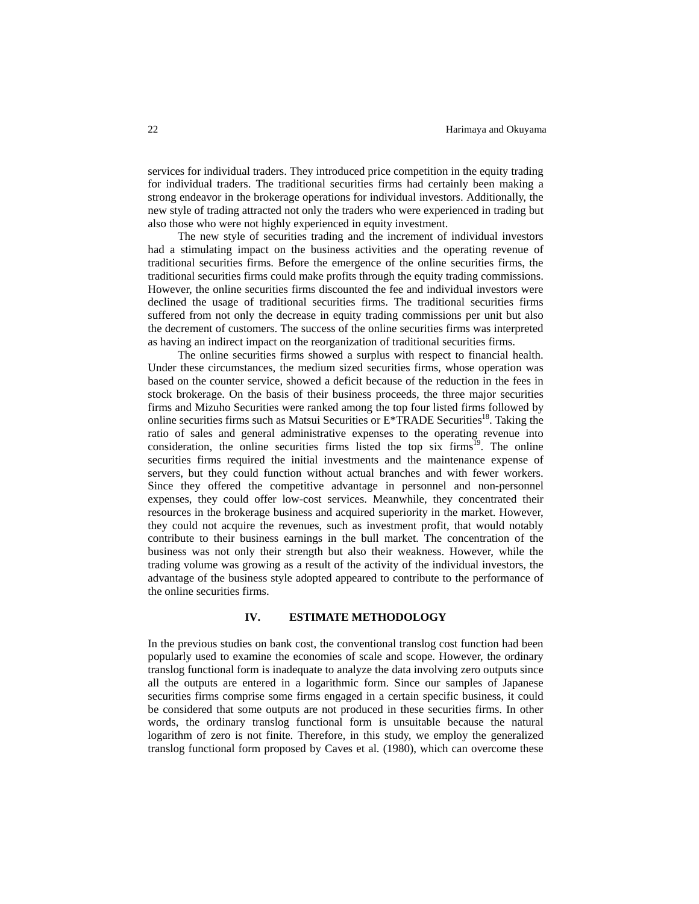services for individual traders. They introduced price competition in the equity trading for individual traders. The traditional securities firms had certainly been making a strong endeavor in the brokerage operations for individual investors. Additionally, the new style of trading attracted not only the traders who were experienced in trading but also those who were not highly experienced in equity investment.

The new style of securities trading and the increment of individual investors had a stimulating impact on the business activities and the operating revenue of traditional securities firms. Before the emergence of the online securities firms, the traditional securities firms could make profits through the equity trading commissions. However, the online securities firms discounted the fee and individual investors were declined the usage of traditional securities firms. The traditional securities firms suffered from not only the decrease in equity trading commissions per unit but also the decrement of customers. The success of the online securities firms was interpreted as having an indirect impact on the reorganization of traditional securities firms.

The online securities firms showed a surplus with respect to financial health. Under these circumstances, the medium sized securities firms, whose operation was based on the counter service, showed a deficit because of the reduction in the fees in stock brokerage. On the basis of their business proceeds, the three major securities firms and Mizuho Securities were ranked among the top four listed firms followed by online securities firms such as Matsui Securities or E*TRADE Securities[18]. Taking the ratio of sales and general administrative expenses to the operating revenue into consideration, the online securities firms listed the top six firms[19]. The online securities firms required the initial investments and the maintenance expense of servers, but they could function without actual branches and with fewer workers. Since they offered the competitive advantage in personnel and non-personnel expenses, they could offer low-cost services. Meanwhile, they concentrated their resources in the brokerage business and acquired superiority in the market. However, they could not acquire the revenues, such as investment profit, that would notably contribute to their business earnings in the bull market. The concentration of the business was not only their strength but also their weakness. However, while the trading volume was growing as a result of the activity of the individual investors, the advantage of the business style adopted appeared to contribute to the performance of the online securities firms.

## IV. ESTIMATE METHODOLOGY

In the previous studies on bank cost, the conventional translog cost function had been popularly used to examine the economies of scale and scope. However, the ordinary translog functional form is inadequate to analyze the data involving zero outputs since all the outputs are entered in a logarithmic form. Since our samples of Japanese securities firms comprise some firms engaged in a certain specific business, it could be considered that some outputs are not produced in these securities firms. In other words, the ordinary translog functional form is unsuitable because the natural logarithm of zero is not finite. Therefore, in this study, we employ the generalized translog functional form proposed by Caves et al. (1980), which can overcome these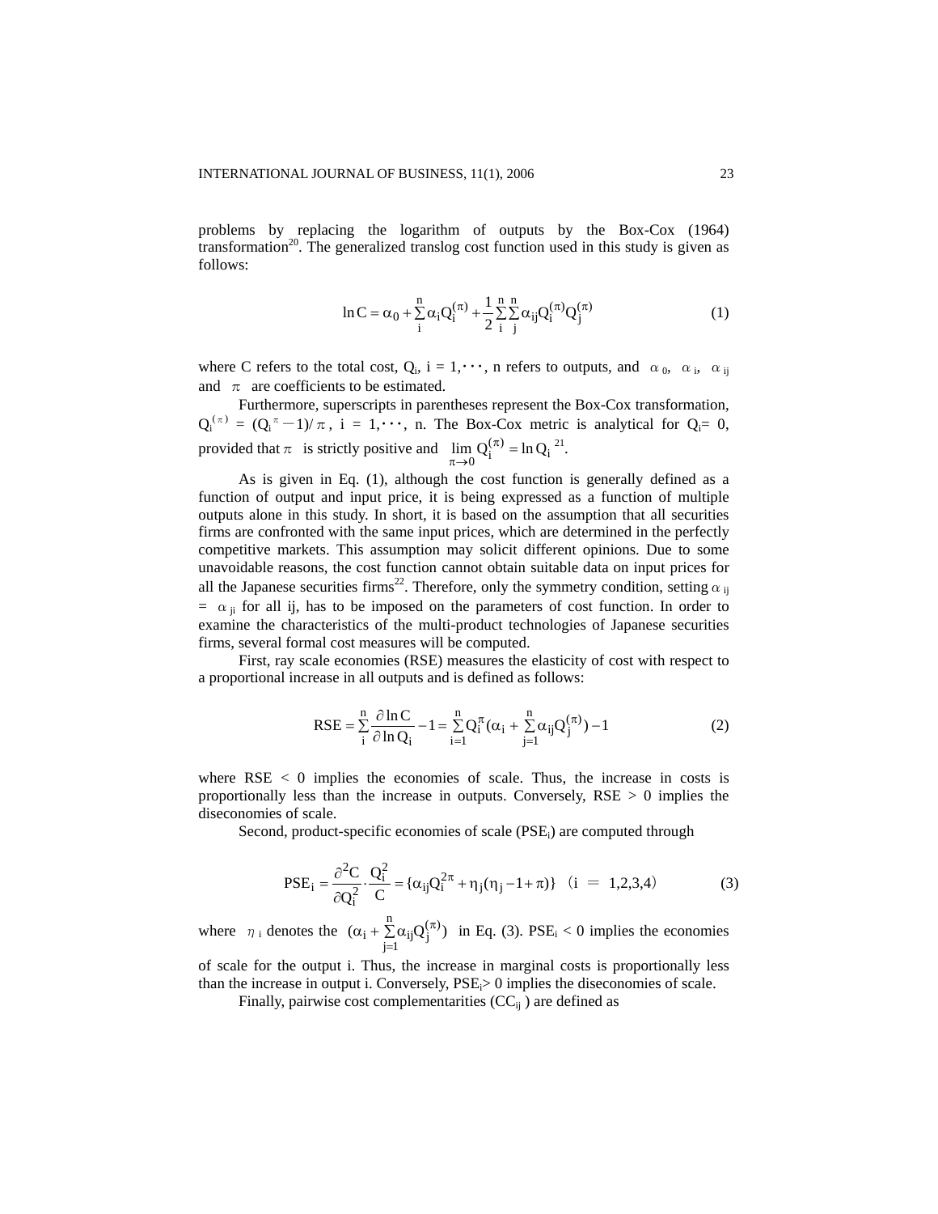problems by replacing the logarithm of outputs by the Box-Cox (1964) transformation[20]. The generalized translog cost function used in this study is given as follows:

$$\ln C = \alpha_0 + \sum_{i}^{n} \alpha_i Q_i^{(\pi)} + \frac{1}{2}\sum_{i}^{n}\sum_{j}^{n} \alpha_{ij} Q_i^{(\pi)} Q_j^{(\pi)} \tag{1}$$

where C refers to the total cost, $Q_i$, i = 1,･･･, n refers to outputs, and $\alpha_0$, $\alpha_i$, $\alpha_{ij}$ and $\pi$ are coefficients to be estimated.

Furthermore, superscripts in parentheses represent the Box-Cox transformation, $Q_i^{(\pi)} = (Q_i^{\pi} - 1)/\pi$, i = 1,･･･, n. The Box-Cox metric is analytical for $Q_i = 0$, provided that $\pi$ is strictly positive and $\lim_{\pi \to 0} Q_i^{(\pi)} = \ln Q_i$ [21].

As is given in Eq. (1), although the cost function is generally defined as a function of output and input price, it is being expressed as a function of multiple outputs alone in this study. In short, it is based on the assumption that all securities firms are confronted with the same input prices, which are determined in the perfectly competitive markets. This assumption may solicit different opinions. Due to some unavoidable reasons, the cost function cannot obtain suitable data on input prices for all the Japanese securities firms[22]. Therefore, only the symmetry condition, setting $\alpha_{ij} = \alpha_{ji}$ for all ij, has to be imposed on the parameters of cost function. In order to examine the characteristics of the multi-product technologies of Japanese securities firms, several formal cost measures will be computed.

First, ray scale economies (RSE) measures the elasticity of cost with respect to a proportional increase in all outputs and is defined as follows:

$$RSE = \sum_{i}^{n} \frac{\partial \ln C}{\partial \ln Q_i} - 1 = \sum_{i=1}^{n} Q_i^{\pi}(\alpha_i + \sum_{j=1}^{n} \alpha_{ij} Q_j^{(\pi)}) - 1 \tag{2}$$

where RSE < 0 implies the economies of scale. Thus, the increase in costs is proportionally less than the increase in outputs. Conversely, RSE > 0 implies the diseconomies of scale.

Second, product-specific economies of scale ($PSE_i$) are computed through

$$PSE_i = \frac{\partial^2 C}{\partial Q_i^2} \cdot \frac{Q_i^2}{C} = \{\alpha_{ij} Q_i^{2\pi} + \eta_j(\eta_j - 1 + \pi)\} \quad (i = 1,2,3,4) \tag{3}$$

where $\eta_i$ denotes the $(\alpha_i + \sum_{j=1}^{n} \alpha_{ij} Q_j^{(\pi)})$ in Eq. (3). $PSE_i < 0$ implies the economies of scale for the output i. Thus, the increase in marginal costs is proportionally less than the increase in output i. Conversely, $PSE_i > 0$ implies the diseconomies of scale.

Finally, pairwise cost complementarities ($CC_{ij}$) are defined as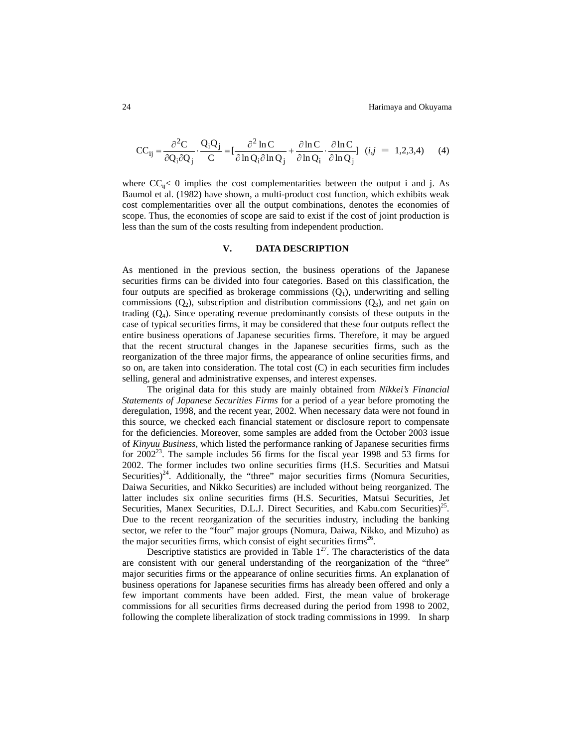$$CC_{ij} = \frac{\partial^2 C}{\partial Q_i \partial Q_j} \cdot \frac{Q_i Q_j}{C} = \left[\frac{\partial^2 \ln C}{\partial \ln Q_i \partial \ln Q_j} + \frac{\partial \ln C}{\partial \ln Q_i} \cdot \frac{\partial \ln C}{\partial \ln Q_j}\right] \quad (i,j = 1,2,3,4) \qquad (4)$$

where $CC_{ij} < 0$ implies the cost complementarities between the output i and j. As Baumol et al. (1982) have shown, a multi-product cost function, which exhibits weak cost complementarities over all the output combinations, denotes the economies of scope. Thus, the economies of scope are said to exist if the cost of joint production is less than the sum of the costs resulting from independent production.

## V. DATA DESCRIPTION

As mentioned in the previous section, the business operations of the Japanese securities firms can be divided into four categories. Based on this classification, the four outputs are specified as brokerage commissions ($Q_1$), underwriting and selling commissions ($Q_2$), subscription and distribution commissions ($Q_3$), and net gain on trading ($Q_4$). Since operating revenue predominantly consists of these outputs in the case of typical securities firms, it may be considered that these four outputs reflect the entire business operations of Japanese securities firms. Therefore, it may be argued that the recent structural changes in the Japanese securities firms, such as the reorganization of the three major firms, the appearance of online securities firms, and so on, are taken into consideration. The total cost (C) in each securities firm includes selling, general and administrative expenses, and interest expenses.

The original data for this study are mainly obtained from *Nikkei's Financial Statements of Japanese Securities Firms* for a period of a year before promoting the deregulation, 1998, and the recent year, 2002. When necessary data were not found in this source, we checked each financial statement or disclosure report to compensate for the deficiencies. Moreover, some samples are added from the October 2003 issue of *Kinyuu Business*, which listed the performance ranking of Japanese securities firms for 2002[23]. The sample includes 56 firms for the fiscal year 1998 and 53 firms for 2002. The former includes two online securities firms (H.S. Securities and Matsui Securities)[24]. Additionally, the "three" major securities firms (Nomura Securities, Daiwa Securities, and Nikko Securities) are included without being reorganized. The latter includes six online securities firms (H.S. Securities, Matsui Securities, Jet Securities, Manex Securities, D.L.J. Direct Securities, and Kabu.com Securities)[25]. Due to the recent reorganization of the securities industry, including the banking sector, we refer to the "four" major groups (Nomura, Daiwa, Nikko, and Mizuho) as the major securities firms, which consist of eight securities firms[26].

Descriptive statistics are provided in Table 1[27]. The characteristics of the data are consistent with our general understanding of the reorganization of the "three" major securities firms or the appearance of online securities firms. An explanation of business operations for Japanese securities firms has already been offered and only a few important comments have been added. First, the mean value of brokerage commissions for all securities firms decreased during the period from 1998 to 2002, following the complete liberalization of stock trading commissions in 1999. In sharp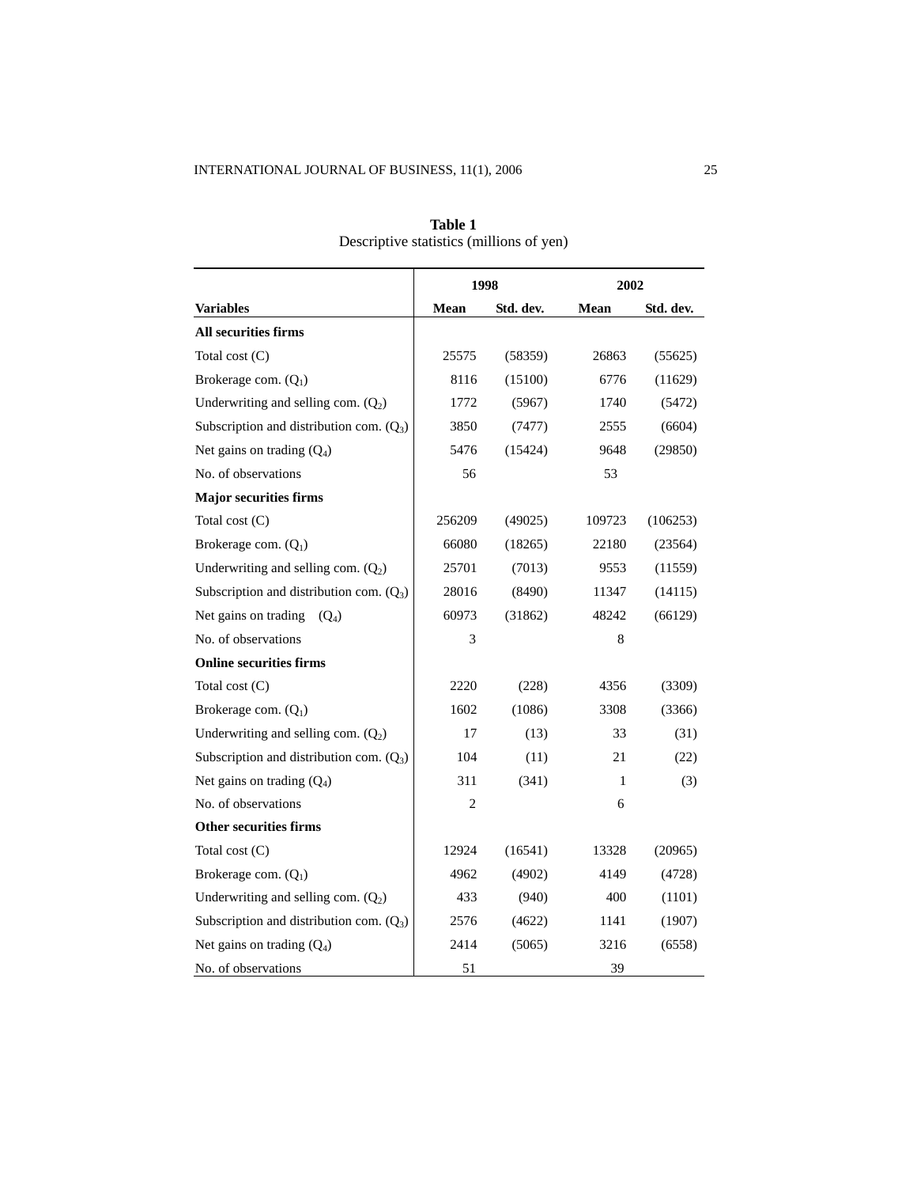**Table 1**
Descriptive statistics (millions of yen)

| | 1998 | | 2002 | |
|---|---|---|---|---|
| **Variables** | **Mean** | **Std. dev.** | **Mean** | **Std. dev.** |
| **All securities firms** | | | | |
| Total cost (C) | 25575 | (58359) | 26863 | (55625) |
| Brokerage com. ($Q_1$) | 8116 | (15100) | 6776 | (11629) |
| Underwriting and selling com. ($Q_2$) | 1772 | (5967) | 1740 | (5472) |
| Subscription and distribution com. ($Q_3$) | 3850 | (7477) | 2555 | (6604) |
| Net gains on trading ($Q_4$) | 5476 | (15424) | 9648 | (29850) |
| No. of observations | 56 | | 53 | |
| **Major securities firms** | | | | |
| Total cost (C) | 256209 | (49025) | 109723 | (106253) |
| Brokerage com. ($Q_1$) | 66080 | (18265) | 22180 | (23564) |
| Underwriting and selling com. ($Q_2$) | 25701 | (7013) | 9553 | (11559) |
| Subscription and distribution com. ($Q_3$) | 28016 | (8490) | 11347 | (14115) |
| Net gains on trading ($Q_4$) | 60973 | (31862) | 48242 | (66129) |
| No. of observations | 3 | | 8 | |
| **Online securities firms** | | | | |
| Total cost (C) | 2220 | (228) | 4356 | (3309) |
| Brokerage com. ($Q_1$) | 1602 | (1086) | 3308 | (3366) |
| Underwriting and selling com. ($Q_2$) | 17 | (13) | 33 | (31) |
| Subscription and distribution com. ($Q_3$) | 104 | (11) | 21 | (22) |
| Net gains on trading ($Q_4$) | 311 | (341) | 1 | (3) |
| No. of observations | 2 | | 6 | |
| **Other securities firms** | | | | |
| Total cost (C) | 12924 | (16541) | 13328 | (20965) |
| Brokerage com. ($Q_1$) | 4962 | (4902) | 4149 | (4728) |
| Underwriting and selling com. ($Q_2$) | 433 | (940) | 400 | (1101) |
| Subscription and distribution com. ($Q_3$) | 2576 | (4622) | 1141 | (1907) |
| Net gains on trading ($Q_4$) | 2414 | (5065) | 3216 | (6558) |
| No. of observations | 51 | | 39 | |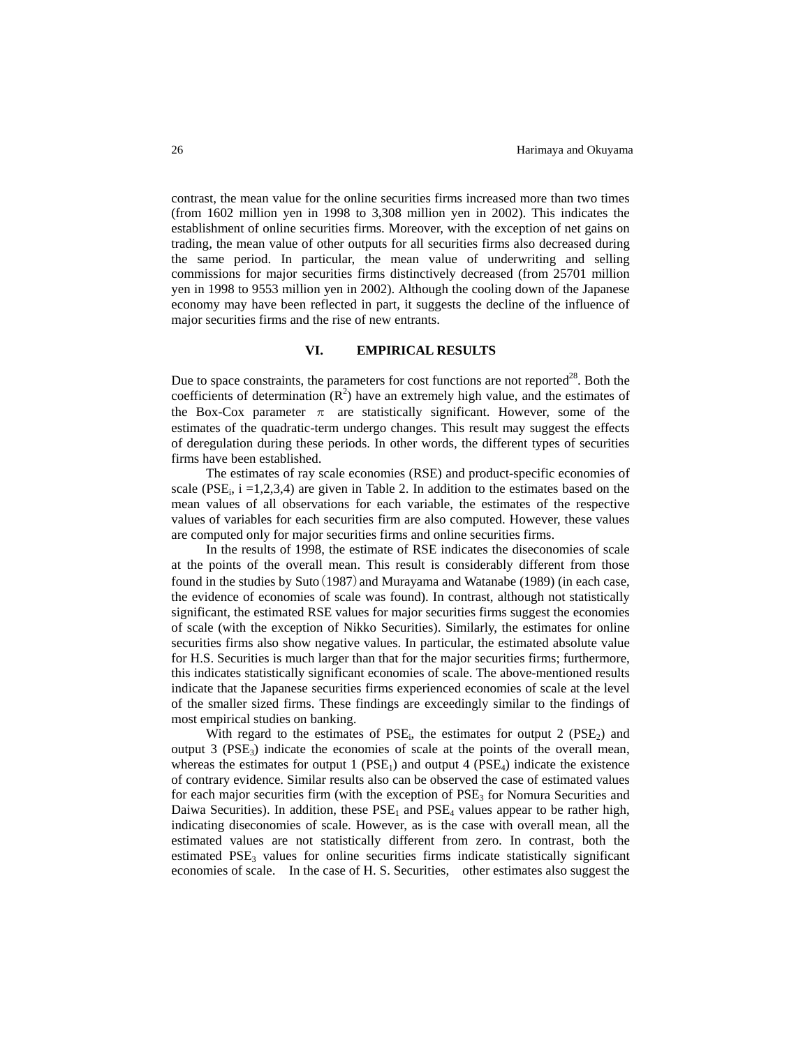contrast, the mean value for the online securities firms increased more than two times (from 1602 million yen in 1998 to 3,308 million yen in 2002). This indicates the establishment of online securities firms. Moreover, with the exception of net gains on trading, the mean value of other outputs for all securities firms also decreased during the same period. In particular, the mean value of underwriting and selling commissions for major securities firms distinctively decreased (from 25701 million yen in 1998 to 9553 million yen in 2002). Although the cooling down of the Japanese economy may have been reflected in part, it suggests the decline of the influence of major securities firms and the rise of new entrants.

## VI. EMPIRICAL RESULTS

Due to space constraints, the parameters for cost functions are not reported[28]. Both the coefficients of determination ($R^2$) have an extremely high value, and the estimates of the Box-Cox parameter $\pi$ are statistically significant. However, some of the estimates of the quadratic-term undergo changes. This result may suggest the effects of deregulation during these periods. In other words, the different types of securities firms have been established.

The estimates of ray scale economies (RSE) and product-specific economies of scale ($PSE_i$, $i = 1,2,3,4$) are given in Table 2. In addition to the estimates based on the mean values of all observations for each variable, the estimates of the respective values of variables for each securities firm are also computed. However, these values are computed only for major securities firms and online securities firms.

In the results of 1998, the estimate of RSE indicates the diseconomies of scale at the points of the overall mean. This result is considerably different from those found in the studies by Suto（1987）and Murayama and Watanabe (1989) (in each case, the evidence of economies of scale was found). In contrast, although not statistically significant, the estimated RSE values for major securities firms suggest the economies of scale (with the exception of Nikko Securities). Similarly, the estimates for online securities firms also show negative values. In particular, the estimated absolute value for H.S. Securities is much larger than that for the major securities firms; furthermore, this indicates statistically significant economies of scale. The above-mentioned results indicate that the Japanese securities firms experienced economies of scale at the level of the smaller sized firms. These findings are exceedingly similar to the findings of most empirical studies on banking.

With regard to the estimates of $PSE_i$, the estimates for output 2 ($PSE_2$) and output 3 ($PSE_3$) indicate the economies of scale at the points of the overall mean, whereas the estimates for output 1 ($PSE_1$) and output 4 ($PSE_4$) indicate the existence of contrary evidence. Similar results also can be observed the case of estimated values for each major securities firm (with the exception of $PSE_3$ for Nomura Securities and Daiwa Securities). In addition, these $PSE_1$ and $PSE_4$ values appear to be rather high, indicating diseconomies of scale. However, as is the case with overall mean, all the estimated values are not statistically different from zero. In contrast, both the estimated $PSE_3$ values for online securities firms indicate statistically significant economies of scale. In the case of H. S. Securities, other estimates also suggest the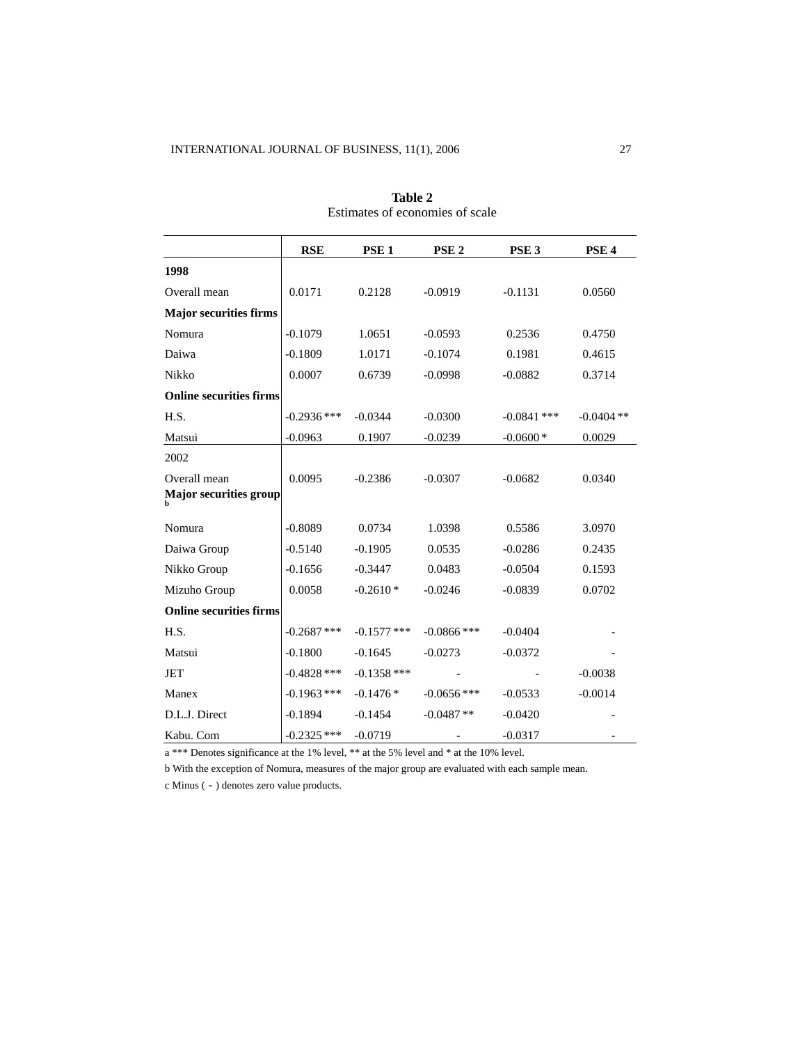**Table 2**
Estimates of economies of scale

| | RSE | PSE 1 | PSE 2 | PSE 3 | PSE 4 |
|---|---|---|---|---|---|
| **1998** | | | | | |
| Overall mean | 0.0171 | 0.2128 | -0.0919 | -0.1131 | 0.0560 |
| **Major securities firms** | | | | | |
| Nomura | -0.1079 | 1.0651 | -0.0593 | 0.2536 | 0.4750 |
| Daiwa | -0.1809 | 1.0171 | -0.1074 | 0.1981 | 0.4615 |
| Nikko | 0.0007 | 0.6739 | -0.0998 | -0.0882 | 0.3714 |
| **Online securities firms** | | | | | |
| H.S. | -0.2936 *** | -0.0344 | -0.0300 | -0.0841 *** | -0.0404 ** |
| Matsui | -0.0963 | 0.1907 | -0.0239 | -0.0600 * | 0.0029 |
| 2002 | | | | | |
| Overall mean | 0.0095 | -0.2386 | -0.0307 | -0.0682 | 0.0340 |
| **Major securities group** [b] | | | | | |
| Nomura | -0.8089 | 0.0734 | 1.0398 | 0.5586 | 3.0970 |
| Daiwa Group | -0.5140 | -0.1905 | 0.0535 | -0.0286 | 0.2435 |
| Nikko Group | -0.1656 | -0.3447 | 0.0483 | -0.0504 | 0.1593 |
| Mizuho Group | 0.0058 | -0.2610 * | -0.0246 | -0.0839 | 0.0702 |
| **Online securities firms** | | | | | |
| H.S. | -0.2687 *** | -0.1577 *** | -0.0866 *** | -0.0404 | - |
| Matsui | -0.1800 | -0.1645 | -0.0273 | -0.0372 | - |
| JET | -0.4828 *** | -0.1358 *** | - | - | -0.0038 |
| Manex | -0.1963 *** | -0.1476 * | -0.0656 *** | -0.0533 | -0.0014 |
| D.L.J. Direct | -0.1894 | -0.1454 | -0.0487 ** | -0.0420 | - |
| Kabu. Com | -0.2325 *** | -0.0719 | - | -0.0317 | - |

a *** Denotes significance at the 1% level, ** at the 5% level and * at the 10% level.

b With the exception of Nomura, measures of the major group are evaluated with each sample mean.

c Minus ( - ) denotes zero value products.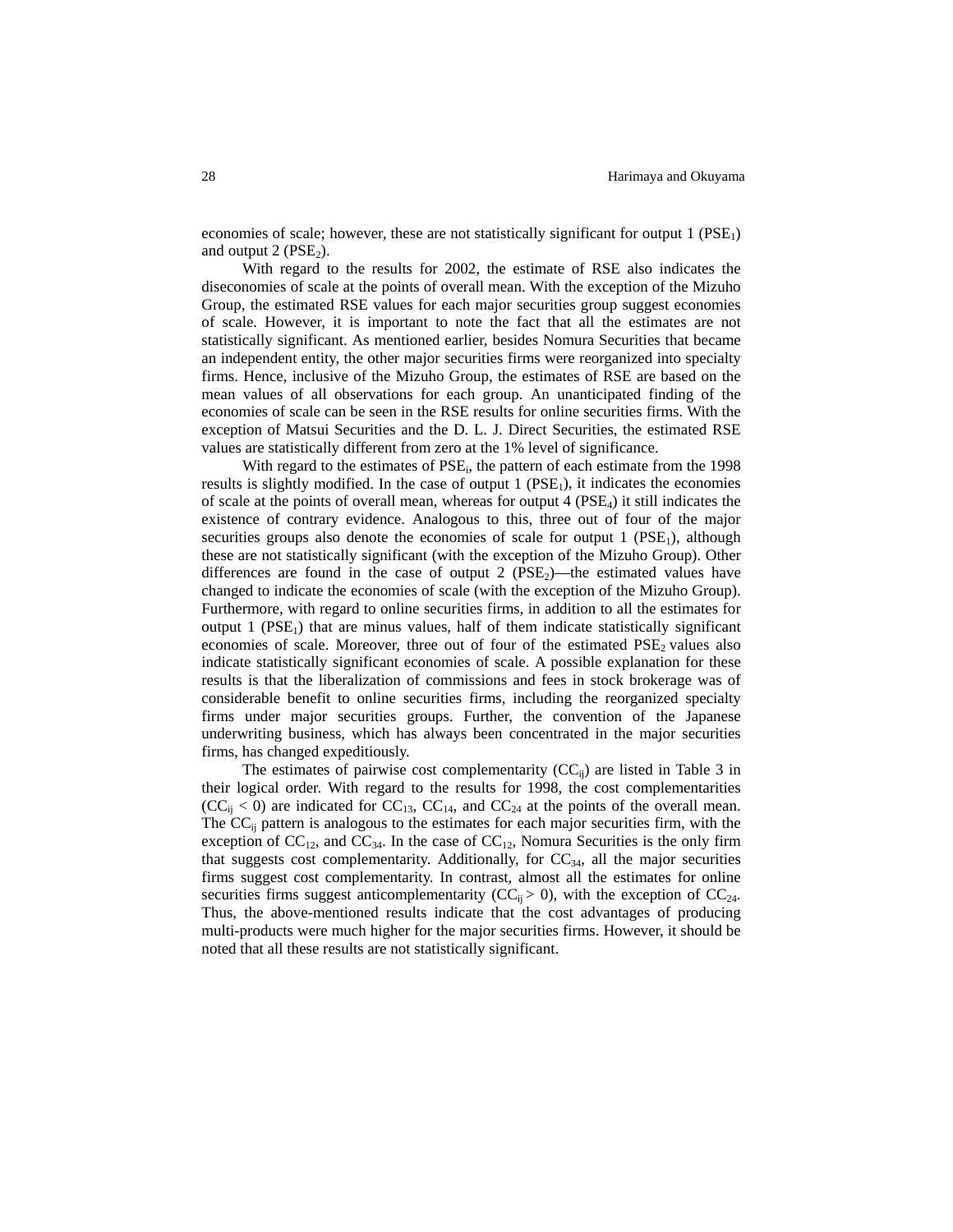economies of scale; however, these are not statistically significant for output 1 ($PSE_1$) and output 2 ($PSE_2$).

With regard to the results for 2002, the estimate of RSE also indicates the diseconomies of scale at the points of overall mean. With the exception of the Mizuho Group, the estimated RSE values for each major securities group suggest economies of scale. However, it is important to note the fact that all the estimates are not statistically significant. As mentioned earlier, besides Nomura Securities that became an independent entity, the other major securities firms were reorganized into specialty firms. Hence, inclusive of the Mizuho Group, the estimates of RSE are based on the mean values of all observations for each group. An unanticipated finding of the economies of scale can be seen in the RSE results for online securities firms. With the exception of Matsui Securities and the D. L. J. Direct Securities, the estimated RSE values are statistically different from zero at the 1% level of significance.

With regard to the estimates of $PSE_i$, the pattern of each estimate from the 1998 results is slightly modified. In the case of output 1 ($PSE_1$), it indicates the economies of scale at the points of overall mean, whereas for output 4 ($PSE_4$) it still indicates the existence of contrary evidence. Analogous to this, three out of four of the major securities groups also denote the economies of scale for output 1 ($PSE_1$), although these are not statistically significant (with the exception of the Mizuho Group). Other differences are found in the case of output 2 ($PSE_2$)—the estimated values have changed to indicate the economies of scale (with the exception of the Mizuho Group). Furthermore, with regard to online securities firms, in addition to all the estimates for output 1 ($PSE_1$) that are minus values, half of them indicate statistically significant economies of scale. Moreover, three out of four of the estimated $PSE_2$ values also indicate statistically significant economies of scale. A possible explanation for these results is that the liberalization of commissions and fees in stock brokerage was of considerable benefit to online securities firms, including the reorganized specialty firms under major securities groups. Further, the convention of the Japanese underwriting business, which has always been concentrated in the major securities firms, has changed expeditiously.

The estimates of pairwise cost complementarity ($CC_{ij}$) are listed in Table 3 in their logical order. With regard to the results for 1998, the cost complementarities ($CC_{ij} < 0$) are indicated for $CC_{13}$, $CC_{14}$, and $CC_{24}$ at the points of the overall mean. The $CC_{ij}$ pattern is analogous to the estimates for each major securities firm, with the exception of $CC_{12}$, and $CC_{34}$. In the case of $CC_{12}$, Nomura Securities is the only firm that suggests cost complementarity. Additionally, for $CC_{34}$, all the major securities firms suggest cost complementarity. In contrast, almost all the estimates for online securities firms suggest anticomplementarity ($CC_{ij} > 0$), with the exception of $CC_{24}$. Thus, the above-mentioned results indicate that the cost advantages of producing multi-products were much higher for the major securities firms. However, it should be noted that all these results are not statistically significant.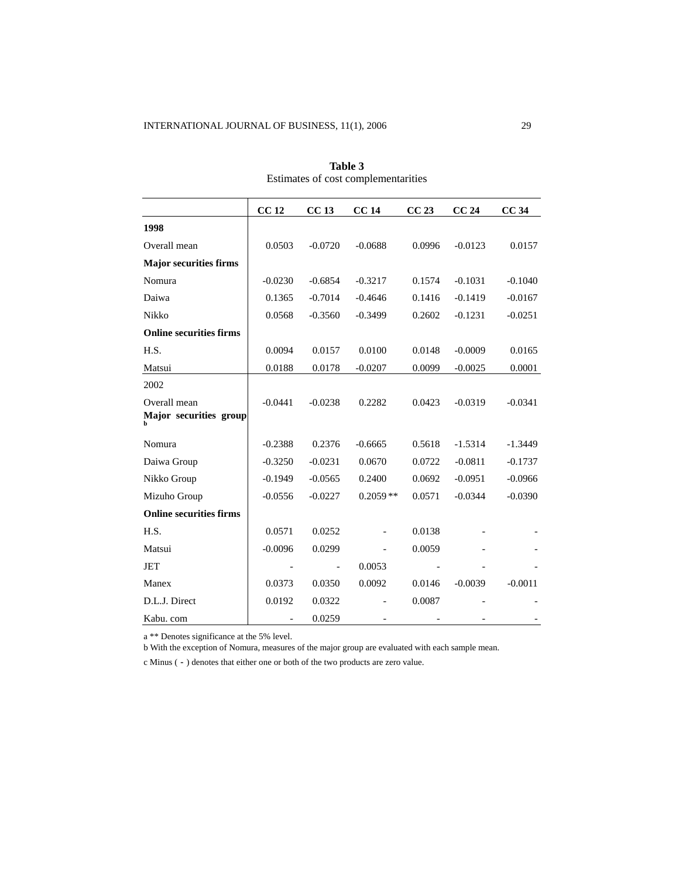**Table 3**
Estimates of cost complementarities

| | **CC 12** | **CC 13** | **CC 14** | **CC 23** | **CC 24** | **CC 34** |
|---|---|---|---|---|---|---|
| **1998** | | | | | | |
| Overall mean | 0.0503 | -0.0720 | -0.0688 | 0.0996 | -0.0123 | 0.0157 |
| **Major securities firms** | | | | | | |
| Nomura | -0.0230 | -0.6854 | -0.3217 | 0.1574 | -0.1031 | -0.1040 |
| Daiwa | 0.1365 | -0.7014 | -0.4646 | 0.1416 | -0.1419 | -0.0167 |
| Nikko | 0.0568 | -0.3560 | -0.3499 | 0.2602 | -0.1231 | -0.0251 |
| **Online securities firms** | | | | | | |
| H.S. | 0.0094 | 0.0157 | 0.0100 | 0.0148 | -0.0009 | 0.0165 |
| Matsui | 0.0188 | 0.0178 | -0.0207 | 0.0099 | -0.0025 | 0.0001 |
| 2002 | | | | | | |
| Overall mean | -0.0441 | -0.0238 | 0.2282 | 0.0423 | -0.0319 | -0.0341 |
| **Major securities group** [b] | | | | | | |
| Nomura | -0.2388 | 0.2376 | -0.6665 | 0.5618 | -1.5314 | -1.3449 |
| Daiwa Group | -0.3250 | -0.0231 | 0.0670 | 0.0722 | -0.0811 | -0.1737 |
| Nikko Group | -0.1949 | -0.0565 | 0.2400 | 0.0692 | -0.0951 | -0.0966 |
| Mizuho Group | -0.0556 | -0.0227 | 0.2059 ** | 0.0571 | -0.0344 | -0.0390 |
| **Online securities firms** | | | | | | |
| H.S. | 0.0571 | 0.0252 | - | 0.0138 | - | - |
| Matsui | -0.0096 | 0.0299 | - | 0.0059 | - | - |
| JET | - | - | 0.0053 | - | - | - |
| Manex | 0.0373 | 0.0350 | 0.0092 | 0.0146 | -0.0039 | -0.0011 |
| D.L.J. Direct | 0.0192 | 0.0322 | - | 0.0087 | - | - |
| Kabu. com | - | 0.0259 | - | - | - | - |

a ** Denotes significance at the 5% level.
b With the exception of Nomura, measures of the major group are evaluated with each sample mean.
c Minus ( - ) denotes that either one or both of the two products are zero value.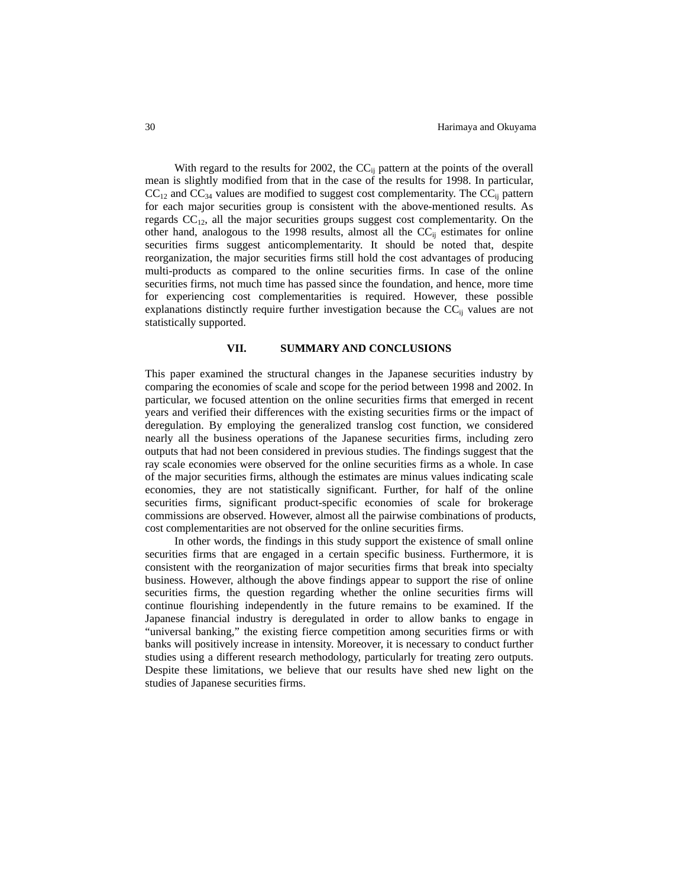With regard to the results for 2002, the $CC_{ij}$ pattern at the points of the overall mean is slightly modified from that in the case of the results for 1998. In particular, $CC_{12}$ and $CC_{34}$ values are modified to suggest cost complementarity. The $CC_{ij}$ pattern for each major securities group is consistent with the above-mentioned results. As regards $CC_{12}$, all the major securities groups suggest cost complementarity. On the other hand, analogous to the 1998 results, almost all the $CC_{ij}$ estimates for online securities firms suggest anticomplementarity. It should be noted that, despite reorganization, the major securities firms still hold the cost advantages of producing multi-products as compared to the online securities firms. In case of the online securities firms, not much time has passed since the foundation, and hence, more time for experiencing cost complementarities is required. However, these possible explanations distinctly require further investigation because the $CC_{ij}$ values are not statistically supported.

## VII. SUMMARY AND CONCLUSIONS

This paper examined the structural changes in the Japanese securities industry by comparing the economies of scale and scope for the period between 1998 and 2002. In particular, we focused attention on the online securities firms that emerged in recent years and verified their differences with the existing securities firms or the impact of deregulation. By employing the generalized translog cost function, we considered nearly all the business operations of the Japanese securities firms, including zero outputs that had not been considered in previous studies. The findings suggest that the ray scale economies were observed for the online securities firms as a whole. In case of the major securities firms, although the estimates are minus values indicating scale economies, they are not statistically significant. Further, for half of the online securities firms, significant product-specific economies of scale for brokerage commissions are observed. However, almost all the pairwise combinations of products, cost complementarities are not observed for the online securities firms.

In other words, the findings in this study support the existence of small online securities firms that are engaged in a certain specific business. Furthermore, it is consistent with the reorganization of major securities firms that break into specialty business. However, although the above findings appear to support the rise of online securities firms, the question regarding whether the online securities firms will continue flourishing independently in the future remains to be examined. If the Japanese financial industry is deregulated in order to allow banks to engage in "universal banking," the existing fierce competition among securities firms or with banks will positively increase in intensity. Moreover, it is necessary to conduct further studies using a different research methodology, particularly for treating zero outputs. Despite these limitations, we believe that our results have shed new light on the studies of Japanese securities firms.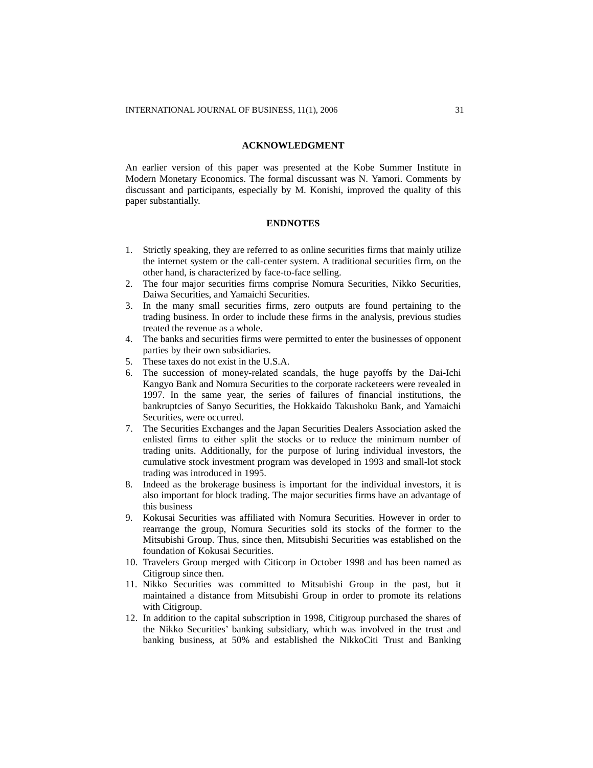## ACKNOWLEDGMENT

An earlier version of this paper was presented at the Kobe Summer Institute in Modern Monetary Economics. The formal discussant was N. Yamori. Comments by discussant and participants, especially by M. Konishi, improved the quality of this paper substantially.

## ENDNOTES

1. Strictly speaking, they are referred to as online securities firms that mainly utilize the internet system or the call-center system. A traditional securities firm, on the other hand, is characterized by face-to-face selling.
2. The four major securities firms comprise Nomura Securities, Nikko Securities, Daiwa Securities, and Yamaichi Securities.
3. In the many small securities firms, zero outputs are found pertaining to the trading business. In order to include these firms in the analysis, previous studies treated the revenue as a whole.
4. The banks and securities firms were permitted to enter the businesses of opponent parties by their own subsidiaries.
5. These taxes do not exist in the U.S.A.
6. The succession of money-related scandals, the huge payoffs by the Dai-Ichi Kangyo Bank and Nomura Securities to the corporate racketeers were revealed in 1997. In the same year, the series of failures of financial institutions, the bankruptcies of Sanyo Securities, the Hokkaido Takushoku Bank, and Yamaichi Securities, were occurred.
7. The Securities Exchanges and the Japan Securities Dealers Association asked the enlisted firms to either split the stocks or to reduce the minimum number of trading units. Additionally, for the purpose of luring individual investors, the cumulative stock investment program was developed in 1993 and small-lot stock trading was introduced in 1995.
8. Indeed as the brokerage business is important for the individual investors, it is also important for block trading. The major securities firms have an advantage of this business
9. Kokusai Securities was affiliated with Nomura Securities. However in order to rearrange the group, Nomura Securities sold its stocks of the former to the Mitsubishi Group. Thus, since then, Mitsubishi Securities was established on the foundation of Kokusai Securities.
10. Travelers Group merged with Citicorp in October 1998 and has been named as Citigroup since then.
11. Nikko Securities was committed to Mitsubishi Group in the past, but it maintained a distance from Mitsubishi Group in order to promote its relations with Citigroup.
12. In addition to the capital subscription in 1998, Citigroup purchased the shares of the Nikko Securities' banking subsidiary, which was involved in the trust and banking business, at 50% and established the NikkoCiti Trust and Banking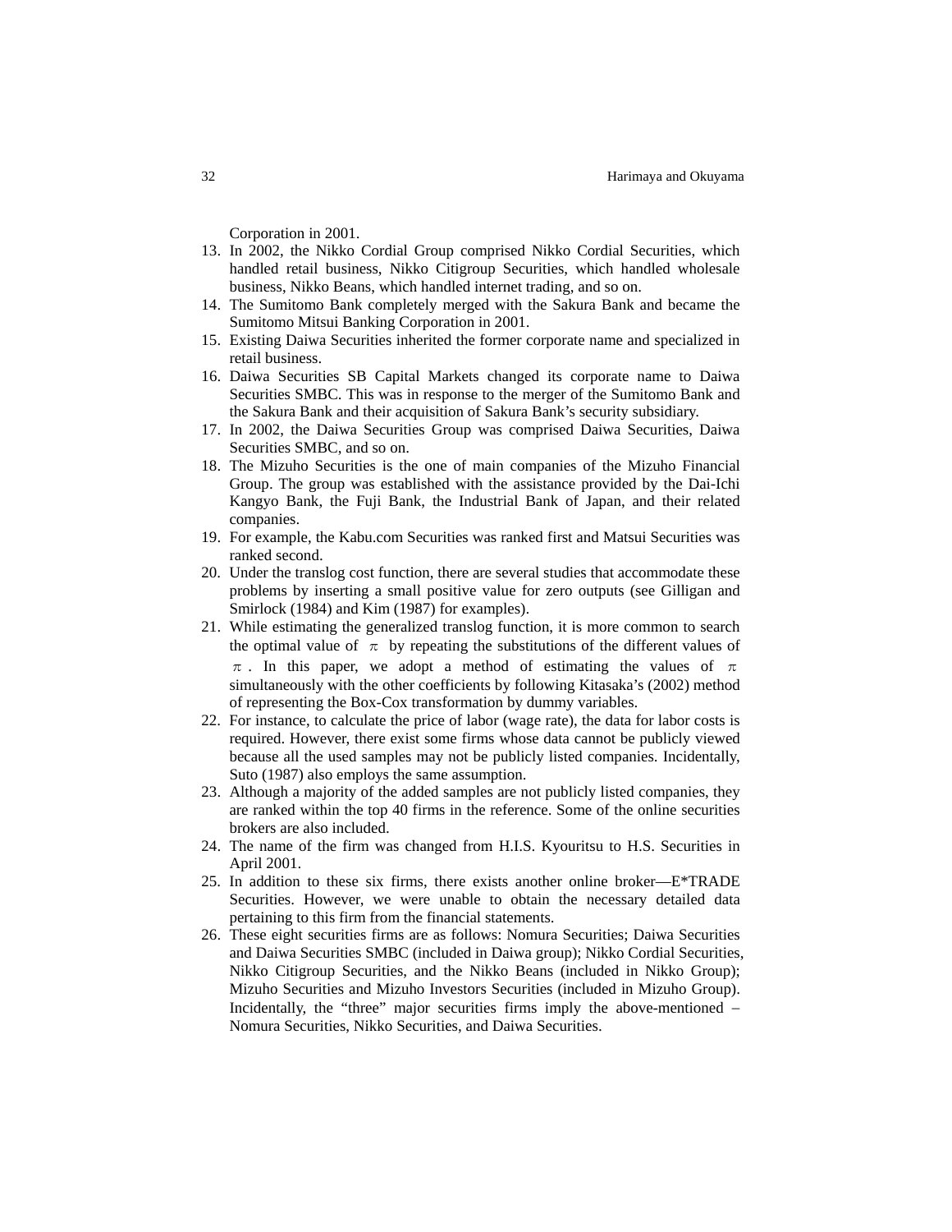Corporation in 2001.

13. In 2002, the Nikko Cordial Group comprised Nikko Cordial Securities, which handled retail business, Nikko Citigroup Securities, which handled wholesale business, Nikko Beans, which handled internet trading, and so on.
14. The Sumitomo Bank completely merged with the Sakura Bank and became the Sumitomo Mitsui Banking Corporation in 2001.
15. Existing Daiwa Securities inherited the former corporate name and specialized in retail business.
16. Daiwa Securities SB Capital Markets changed its corporate name to Daiwa Securities SMBC. This was in response to the merger of the Sumitomo Bank and the Sakura Bank and their acquisition of Sakura Bank's security subsidiary.
17. In 2002, the Daiwa Securities Group was comprised Daiwa Securities, Daiwa Securities SMBC, and so on.
18. The Mizuho Securities is the one of main companies of the Mizuho Financial Group. The group was established with the assistance provided by the Dai-Ichi Kangyo Bank, the Fuji Bank, the Industrial Bank of Japan, and their related companies.
19. For example, the Kabu.com Securities was ranked first and Matsui Securities was ranked second.
20. Under the translog cost function, there are several studies that accommodate these problems by inserting a small positive value for zero outputs (see Gilligan and Smirlock (1984) and Kim (1987) for examples).
21. While estimating the generalized translog function, it is more common to search the optimal value of $\pi$ by repeating the substitutions of the different values of $\pi$. In this paper, we adopt a method of estimating the values of $\pi$ simultaneously with the other coefficients by following Kitasaka's (2002) method of representing the Box-Cox transformation by dummy variables.
22. For instance, to calculate the price of labor (wage rate), the data for labor costs is required. However, there exist some firms whose data cannot be publicly viewed because all the used samples may not be publicly listed companies. Incidentally, Suto (1987) also employs the same assumption.
23. Although a majority of the added samples are not publicly listed companies, they are ranked within the top 40 firms in the reference. Some of the online securities brokers are also included.
24. The name of the firm was changed from H.I.S. Kyouritsu to H.S. Securities in April 2001.
25. In addition to these six firms, there exists another online broker—E*TRADE Securities. However, we were unable to obtain the necessary detailed data pertaining to this firm from the financial statements.
26. These eight securities firms are as follows: Nomura Securities; Daiwa Securities and Daiwa Securities SMBC (included in Daiwa group); Nikko Cordial Securities, Nikko Citigroup Securities, and the Nikko Beans (included in Nikko Group); Mizuho Securities and Mizuho Investors Securities (included in Mizuho Group). Incidentally, the "three" major securities firms imply the above-mentioned – Nomura Securities, Nikko Securities, and Daiwa Securities.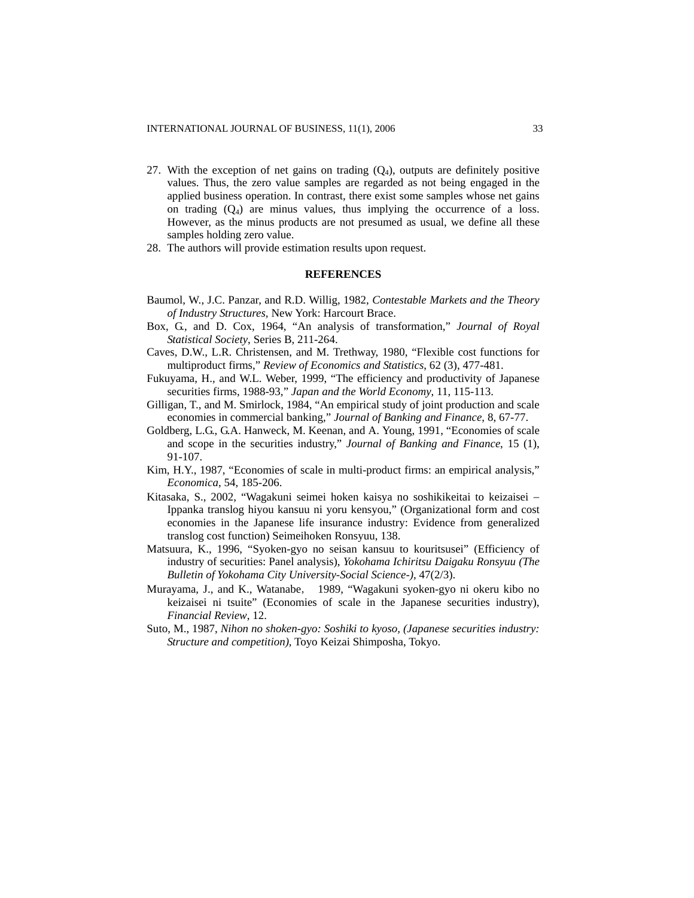27. With the exception of net gains on trading ($Q_4$), outputs are definitely positive values. Thus, the zero value samples are regarded as not being engaged in the applied business operation. In contrast, there exist some samples whose net gains on trading ($Q_4$) are minus values, thus implying the occurrence of a loss. However, as the minus products are not presumed as usual, we define all these samples holding zero value.
28. The authors will provide estimation results upon request.

## REFERENCES

Baumol, W., J.C. Panzar, and R.D. Willig, 1982, *Contestable Markets and the Theory of Industry Structures*, New York: Harcourt Brace.

Box, G., and D. Cox, 1964, "An analysis of transformation," *Journal of Royal Statistical Society*, Series B, 211-264.

Caves, D.W., L.R. Christensen, and M. Trethway, 1980, "Flexible cost functions for multiproduct firms," *Review of Economics and Statistics*, 62 (3), 477-481.

Fukuyama, H., and W.L. Weber, 1999, "The efficiency and productivity of Japanese securities firms, 1988-93," *Japan and the World Economy*, 11, 115-113.

Gilligan, T., and M. Smirlock, 1984, "An empirical study of joint production and scale economies in commercial banking," *Journal of Banking and Finance*, 8, 67-77.

Goldberg, L.G., G.A. Hanweck, M. Keenan, and A. Young, 1991, "Economies of scale and scope in the securities industry," *Journal of Banking and Finance*, 15 (1), 91-107.

Kim, H.Y., 1987, "Economies of scale in multi-product firms: an empirical analysis," *Economica*, 54, 185-206.

Kitasaka, S., 2002, "Wagakuni seimei hoken kaisya no soshikikeitai to keizaisei – Ippanka translog hiyou kansuu ni yoru kensyou," (Organizational form and cost economies in the Japanese life insurance industry: Evidence from generalized translog cost function) Seimeihoken Ronsyuu, 138.

Matsuura, K., 1996, "Syoken-gyo no seisan kansuu to kouritsusei" (Efficiency of industry of securities: Panel analysis), *Yokohama Ichiritsu Daigaku Ronsyuu (The Bulletin of Yokohama City University-Social Science-)*, 47(2/3).

Murayama, J., and K., Watanabe, 1989, "Wagakuni syoken-gyo ni okeru kibo no keizaisei ni tsuite" (Economies of scale in the Japanese securities industry), *Financial Review*, 12.

Suto, M., 1987, *Nihon no shoken-gyo: Soshiki to kyoso, (Japanese securities industry: Structure and competition)*, Toyo Keizai Shimposha, Tokyo.